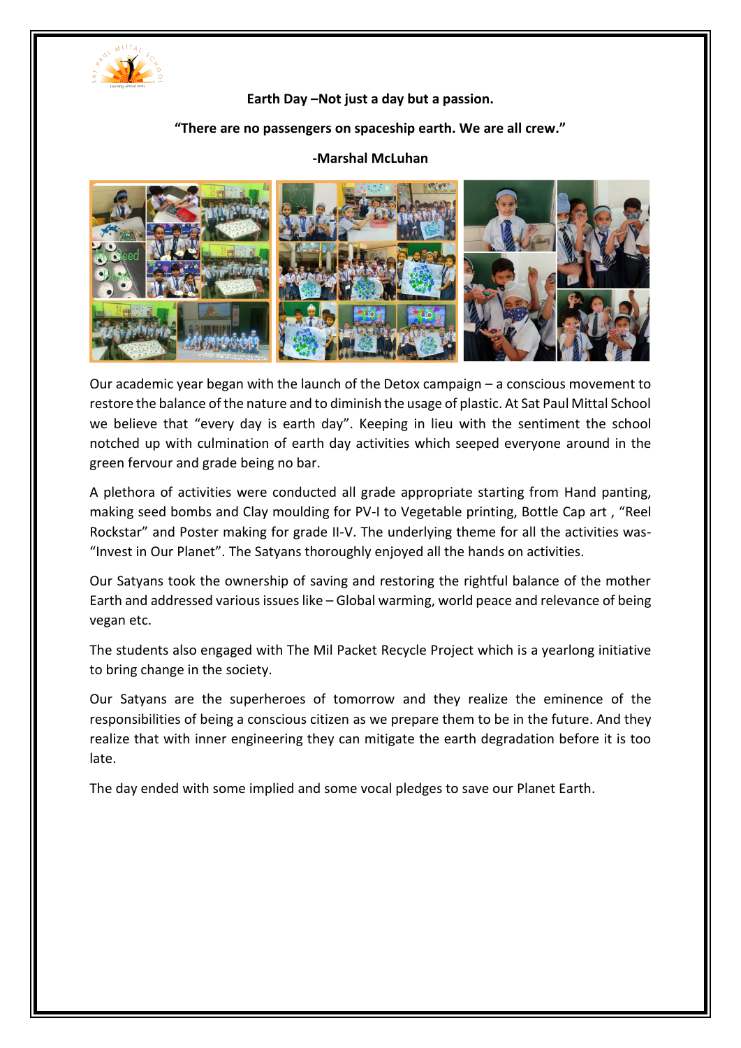**Earth Day –Not just a day but a passion.**

**"There are no passengers on spaceship earth. We are all crew."**

**-Marshal McLuhan**

Our academic year began with the launch of the Detox campaign – a conscious movement to restore the balance of the nature and to diminish the usage of plastic. At Sat Paul Mittal School we believe that "every day is earth day". Keeping in lieu with the sentiment the school notched up with culmination of earth day activities which seeped everyone around in the green fervour and grade being no bar.

A plethora of activities were conducted all grade appropriate starting from Hand panting, making seed bombs and Clay moulding for PV-I to Vegetable printing, Bottle Cap art , "Reel Rockstar" and Poster making for grade II-V. The underlying theme for all the activities was- "Invest in Our Planet". The Satyans thoroughly enjoyed all the hands on activities.

Our Satyans took the ownership of saving and restoring the rightful balance of the mother Earth and addressed various issues like – Global warming, world peace and relevance of being vegan etc.

The students also engaged with The Mil Packet Recycle Project which is a yearlong initiative to bring change in the society.

Our Satyans are the superheroes of tomorrow and they realize the eminence of the responsibilities of being a conscious citizen as we prepare them to be in the future. And they realize that with inner engineering they can mitigate the earth degradation before it is too late.

The day ended with some implied and some vocal pledges to save our Planet Earth.